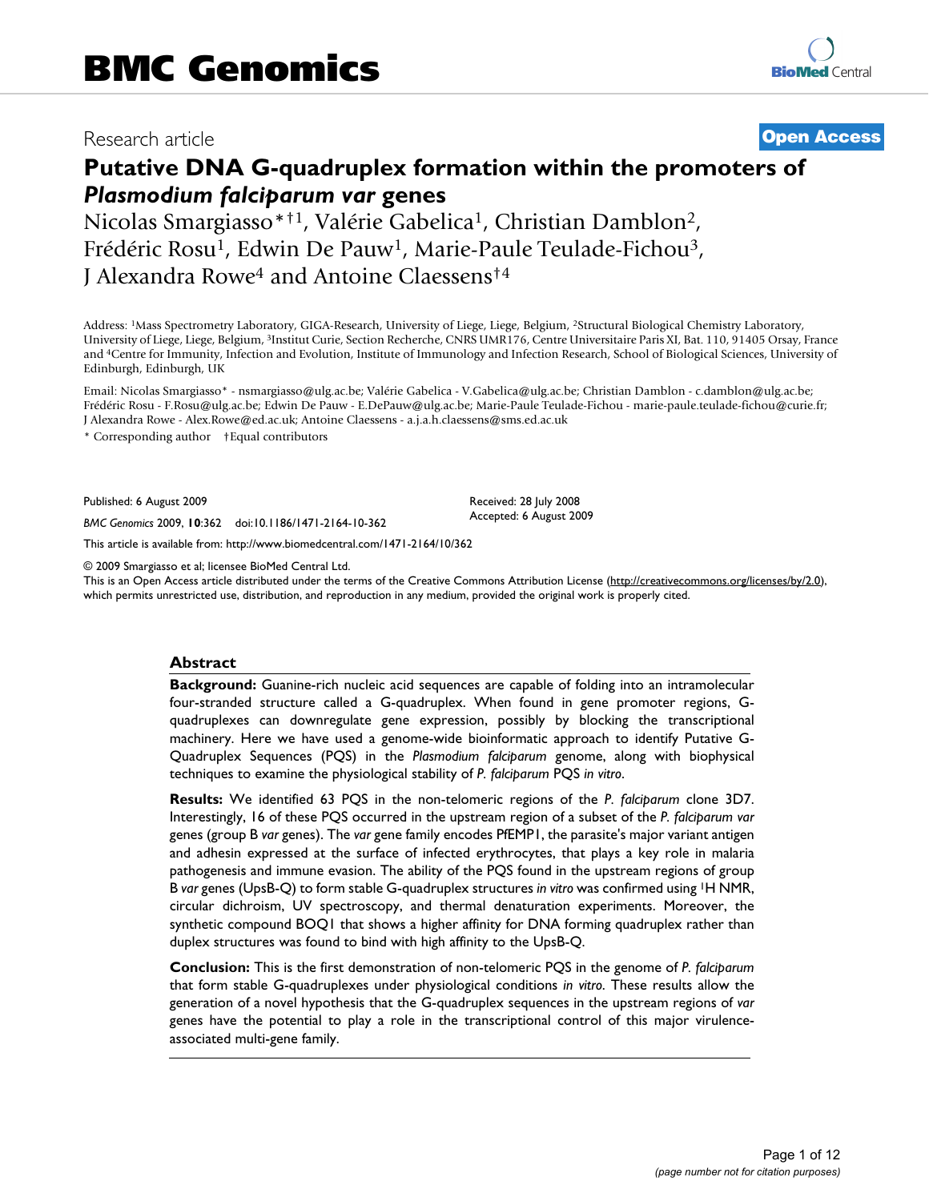BMC Genomics

Research article

Open Access

# Putative DNA G-quadruplex formation within the promoters of *Plasmodium falciparum var* genes

Nicolas Smargiasso*†[1], Valérie Gabelica[1], Christian Damblon[2], Frédéric Rosu[1], Edwin De Pauw[1], Marie-Paule Teulade-Fichou[3], J Alexandra Rowe[4] and Antoine Claessens†[4]

Address: [1]Mass Spectrometry Laboratory, GIGA-Research, University of Liege, Liege, Belgium, [2]Structural Biological Chemistry Laboratory, University of Liege, Liege, Belgium, [3]Institut Curie, Section Recherche, CNRS UMR176, Centre Universitaire Paris XI, Bat. 110, 91405 Orsay, France and [4]Centre for Immunity, Infection and Evolution, Institute of Immunology and Infection Research, School of Biological Sciences, University of Edinburgh, Edinburgh, UK

Email: Nicolas Smargiasso* - nsmargiasso@ulg.ac.be; Valérie Gabelica - V.Gabelica@ulg.ac.be; Christian Damblon - c.damblon@ulg.ac.be; Frédéric Rosu - F.Rosu@ulg.ac.be; Edwin De Pauw - E.DePauw@ulg.ac.be; Marie-Paule Teulade-Fichou - marie-paule.teulade-fichou@curie.fr; J Alexandra Rowe - Alex.Rowe@ed.ac.uk; Antoine Claessens - a.j.a.h.claessens@sms.ed.ac.uk

\* Corresponding author †Equal contributors

Published: 6 August 2009

*BMC Genomics* 2009, **10**:362 doi:10.1186/1471-2164-10-362

Received: 28 July 2008
Accepted: 6 August 2009

This article is available from: http://www.biomedcentral.com/1471-2164/10/362

© 2009 Smargiasso et al; licensee BioMed Central Ltd.
This is an Open Access article distributed under the terms of the Creative Commons Attribution License (http://creativecommons.org/licenses/by/2.0), which permits unrestricted use, distribution, and reproduction in any medium, provided the original work is properly cited.

## Abstract

**Background:** Guanine-rich nucleic acid sequences are capable of folding into an intramolecular four-stranded structure called a G-quadruplex. When found in gene promoter regions, G-quadruplexes can downregulate gene expression, possibly by blocking the transcriptional machinery. Here we have used a genome-wide bioinformatic approach to identify Putative G-Quadruplex Sequences (PQS) in the *Plasmodium falciparum* genome, along with biophysical techniques to examine the physiological stability of *P. falciparum* PQS *in vitro*.

**Results:** We identified 63 PQS in the non-telomeric regions of the *P. falciparum* clone 3D7. Interestingly, 16 of these PQS occurred in the upstream region of a subset of the *P. falciparum var* genes (group B *var* genes). The *var* gene family encodes PfEMP1, the parasite's major variant antigen and adhesin expressed at the surface of infected erythrocytes, that plays a key role in malaria pathogenesis and immune evasion. The ability of the PQS found in the upstream regions of group B *var* genes (UpsB-Q) to form stable G-quadruplex structures *in vitro* was confirmed using $^{1}$H NMR, circular dichroism, UV spectroscopy, and thermal denaturation experiments. Moreover, the synthetic compound BOQ1 that shows a higher affinity for DNA forming quadruplex rather than duplex structures was found to bind with high affinity to the UpsB-Q.

**Conclusion:** This is the first demonstration of non-telomeric PQS in the genome of *P. falciparum* that form stable G-quadruplexes under physiological conditions *in vitro*. These results allow the generation of a novel hypothesis that the G-quadruplex sequences in the upstream regions of *var* genes have the potential to play a role in the transcriptional control of this major virulence-associated multi-gene family.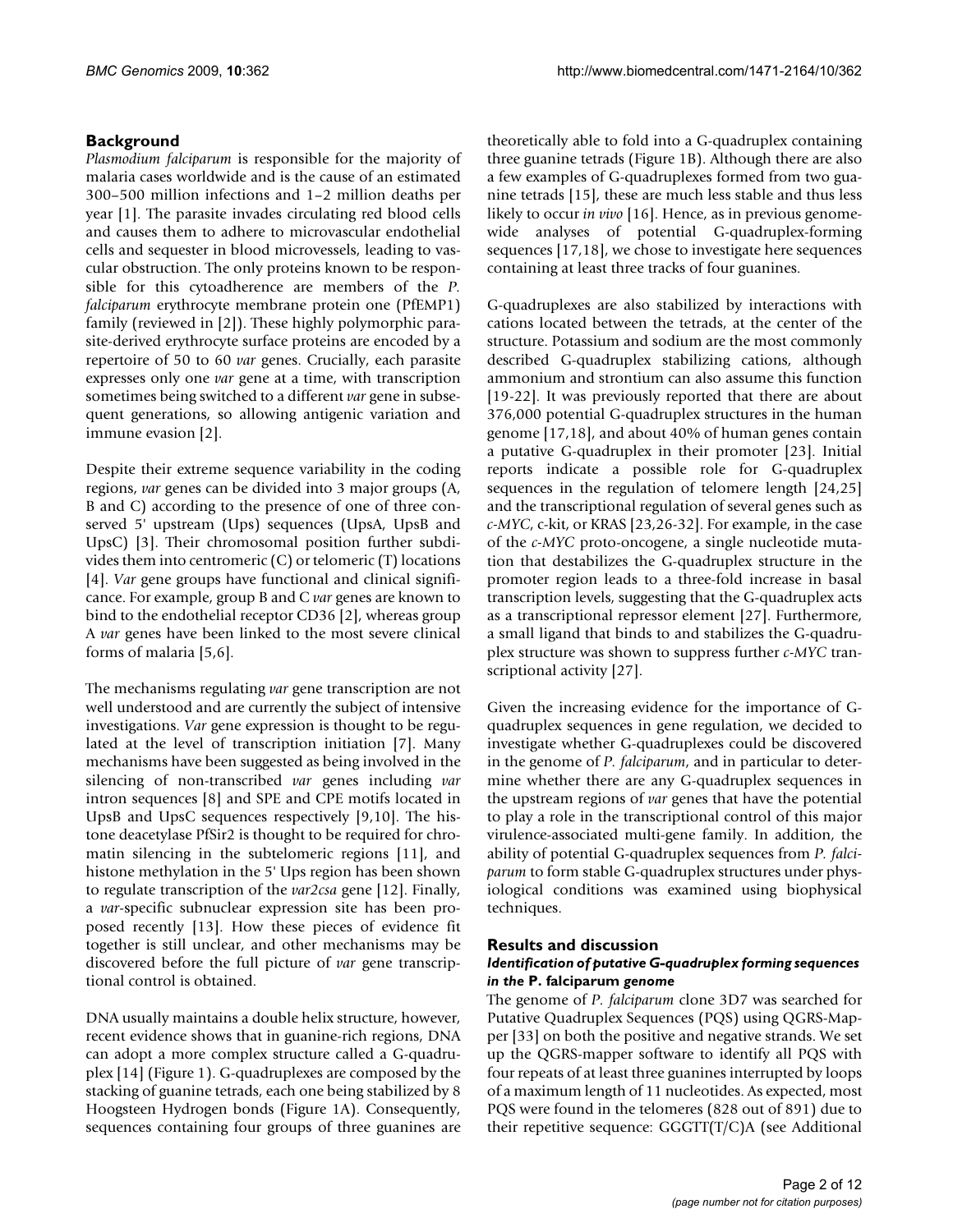## Background

*Plasmodium falciparum* is responsible for the majority of malaria cases worldwide and is the cause of an estimated 300–500 million infections and 1–2 million deaths per year [1]. The parasite invades circulating red blood cells and causes them to adhere to microvascular endothelial cells and sequester in blood microvessels, leading to vascular obstruction. The only proteins known to be responsible for this cytoadherence are members of the *P. falciparum* erythrocyte membrane protein one (PfEMP1) family (reviewed in [2]). These highly polymorphic parasite-derived erythrocyte surface proteins are encoded by a repertoire of 50 to 60 *var* genes. Crucially, each parasite expresses only one *var* gene at a time, with transcription sometimes being switched to a different *var* gene in subsequent generations, so allowing antigenic variation and immune evasion [2].

Despite their extreme sequence variability in the coding regions, *var* genes can be divided into 3 major groups (A, B and C) according to the presence of one of three conserved 5' upstream (Ups) sequences (UpsA, UpsB and UpsC) [3]. Their chromosomal position further subdivides them into centromeric (C) or telomeric (T) locations [4]. *Var* gene groups have functional and clinical significance. For example, group B and C *var* genes are known to bind to the endothelial receptor CD36 [2], whereas group A *var* genes have been linked to the most severe clinical forms of malaria [5,6].

The mechanisms regulating *var* gene transcription are not well understood and are currently the subject of intensive investigations. *Var* gene expression is thought to be regulated at the level of transcription initiation [7]. Many mechanisms have been suggested as being involved in the silencing of non-transcribed *var* genes including *var* intron sequences [8] and SPE and CPE motifs located in UpsB and UpsC sequences respectively [9,10]. The histone deacetylase PfSir2 is thought to be required for chromatin silencing in the subtelomeric regions [11], and histone methylation in the 5' Ups region has been shown to regulate transcription of the *var2csa* gene [12]. Finally, a *var*-specific subnuclear expression site has been proposed recently [13]. How these pieces of evidence fit together is still unclear, and other mechanisms may be discovered before the full picture of *var* gene transcriptional control is obtained.

DNA usually maintains a double helix structure, however, recent evidence shows that in guanine-rich regions, DNA can adopt a more complex structure called a G-quadruplex [14] (Figure 1). G-quadruplexes are composed by the stacking of guanine tetrads, each one being stabilized by 8 Hoogsteen Hydrogen bonds (Figure 1A). Consequently, sequences containing four groups of three guanines are theoretically able to fold into a G-quadruplex containing three guanine tetrads (Figure 1B). Although there are also a few examples of G-quadruplexes formed from two guanine tetrads [15], these are much less stable and thus less likely to occur *in vivo* [16]. Hence, as in previous genome-wide analyses of potential G-quadruplex-forming sequences [17,18], we chose to investigate here sequences containing at least three tracks of four guanines.

G-quadruplexes are also stabilized by interactions with cations located between the tetrads, at the center of the structure. Potassium and sodium are the most commonly described G-quadruplex stabilizing cations, although ammonium and strontium can also assume this function [19-22]. It was previously reported that there are about 376,000 potential G-quadruplex structures in the human genome [17,18], and about 40% of human genes contain a putative G-quadruplex in their promoter [23]. Initial reports indicate a possible role for G-quadruplex sequences in the regulation of telomere length [24,25] and the transcriptional regulation of several genes such as *c-MYC*, c-kit, or KRAS [23,26-32]. For example, in the case of the *c-MYC* proto-oncogene, a single nucleotide mutation that destabilizes the G-quadruplex structure in the promoter region leads to a three-fold increase in basal transcription levels, suggesting that the G-quadruplex acts as a transcriptional repressor element [27]. Furthermore, a small ligand that binds to and stabilizes the G-quadruplex structure was shown to suppress further *c-MYC* transcriptional activity [27].

Given the increasing evidence for the importance of G-quadruplex sequences in gene regulation, we decided to investigate whether G-quadruplexes could be discovered in the genome of *P. falciparum*, and in particular to determine whether there are any G-quadruplex sequences in the upstream regions of *var* genes that have the potential to play a role in the transcriptional control of this major virulence-associated multi-gene family. In addition, the ability of potential G-quadruplex sequences from *P. falciparum* to form stable G-quadruplex structures under physiological conditions was examined using biophysical techniques.

## Results and discussion

### *Identification of putative G-quadruplex forming sequences in the* P. falciparum *genome*

The genome of *P. falciparum* clone 3D7 was searched for Putative Quadruplex Sequences (PQS) using QGRS-Mapper [33] on both the positive and negative strands. We set up the QGRS-mapper software to identify all PQS with four repeats of at least three guanines interrupted by loops of a maximum length of 11 nucleotides. As expected, most PQS were found in the telomeres (828 out of 891) due to their repetitive sequence: GGGTT(T/C)A (see Additional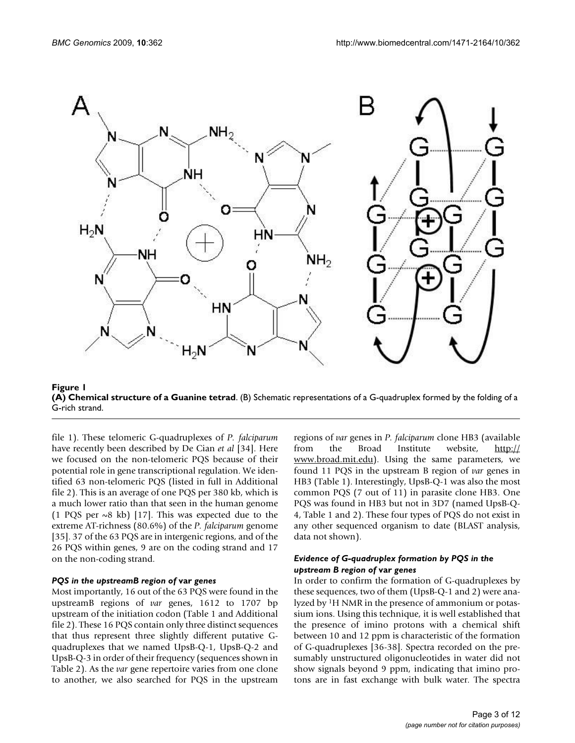**Figure 1**
**(A) Chemical structure of a Guanine tetrad**. (B) Schematic representations of a G-quadruplex formed by the folding of a G-rich strand.

file 1). These telomeric G-quadruplexes of *P. falciparum* have recently been described by De Cian *et al* [34]. Here we focused on the non-telomeric PQS because of their potential role in gene transcriptional regulation. We identified 63 non-telomeric PQS (listed in full in Additional file 2). This is an average of one PQS per 380 kb, which is a much lower ratio than that seen in the human genome (1 PQS per ~8 kb) [17]. This was expected due to the extreme AT-richness (80.6%) of the *P. falciparum* genome [35]. 37 of the 63 PQS are in intergenic regions, and of the 26 PQS within genes, 9 are on the coding strand and 17 on the non-coding strand.

### *PQS in the upstreamB region of* var *genes*

Most importantly, 16 out of the 63 PQS were found in the upstreamB regions of *var* genes, 1612 to 1707 bp upstream of the initiation codon (Table 1 and Additional file 2). These 16 PQS contain only three distinct sequences that thus represent three slightly different putative G-quadruplexes that we named UpsB-Q-1, UpsB-Q-2 and UpsB-Q-3 in order of their frequency (sequences shown in Table 2). As the *var* gene repertoire varies from one clone to another, we also searched for PQS in the upstream regions of *var* genes in *P. falciparum* clone HB3 (available from the Broad Institute website, http://www.broad.mit.edu). Using the same parameters, we found 11 PQS in the upstream B region of *var* genes in HB3 (Table 1). Interestingly, UpsB-Q-1 was also the most common PQS (7 out of 11) in parasite clone HB3. One PQS was found in HB3 but not in 3D7 (named UpsB-Q-4, Table 1 and 2). These four types of PQS do not exist in any other sequenced organism to date (BLAST analysis, data not shown).

### *Evidence of G-quadruplex formation by PQS in the upstream B region of* var *genes*

In order to confirm the formation of G-quadruplexes by these sequences, two of them (UpsB-Q-1 and 2) were analyzed by $^{1}$H NMR in the presence of ammonium or potassium ions. Using this technique, it is well established that the presence of imino protons with a chemical shift between 10 and 12 ppm is characteristic of the formation of G-quadruplexes [36-38]. Spectra recorded on the presumably unstructured oligonucleotides in water did not show signals beyond 9 ppm, indicating that imino protons are in fast exchange with bulk water. The spectra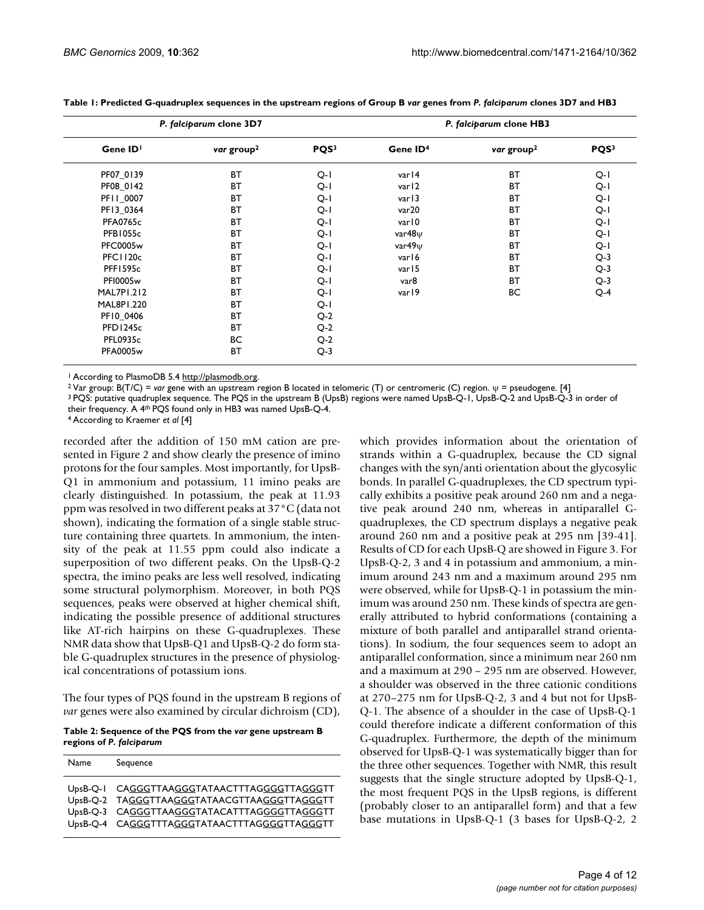**Table 1: Predicted G-quadruplex sequences in the upstream regions of Group B *var* genes from *P. falciparum* clones 3D7 and HB3**

| *P. falciparum* clone 3D7 | | | *P. falciparum* clone HB3 | | |
|---|---|---|---|---|---|
| Gene ID[1] | *var* group[2] | PQS[3] | Gene ID[4] | *var* group[2] | PQS[3] |
| PF07_0139 | BT | Q-1 | var14 | BT | Q-1 |
| PF08_0142 | BT | Q-1 | var12 | BT | Q-1 |
| PF11_0007 | BT | Q-1 | var13 | BT | Q-1 |
| PF13_0364 | BT | Q-1 | var20 | BT | Q-1 |
| PFA0765c | BT | Q-1 | var10 | BT | Q-1 |
| PFB1055c | BT | Q-1 | var48ψ | BT | Q-1 |
| PFC0005w | BT | Q-1 | var49ψ | BT | Q-1 |
| PFC1120c | BT | Q-1 | var16 | BT | Q-3 |
| PFF1595c | BT | Q-1 | var15 | BT | Q-3 |
| PFI0005w | BT | Q-1 | var8 | BT | Q-3 |
| MAL7P1.212 | BT | Q-1 | var19 | BC | Q-4 |
| MAL8P1.220 | BT | Q-1 | | | |
| PF10_0406 | BT | Q-2 | | | |
| PFD1245c | BT | Q-2 | | | |
| PFL0935c | BC | Q-2 | | | |
| PFA0005w | BT | Q-3 | | | |

[1] According to PlasmoDB 5.4 http://plasmodb.org.
[2] Var group: B(T/C) = *var* gene with an upstream region B located in telomeric (T) or centromeric (C) region. ψ = pseudogene. [4]
[3] PQS: putative quadruplex sequence. The PQS in the upstream B (UpsB) regions were named UpsB-Q-1, UpsB-Q-2 and UpsB-Q-3 in order of their frequency. A 4th PQS found only in HB3 was named UpsB-Q-4.
[4] According to Kraemer *et al* [4]

recorded after the addition of 150 mM cation are presented in Figure 2 and show clearly the presence of imino protons for the four samples. Most importantly, for UpsB-Q1 in ammonium and potassium, 11 imino peaks are clearly distinguished. In potassium, the peak at 11.93 ppm was resolved in two different peaks at 37°C (data not shown), indicating the formation of a single stable structure containing three quartets. In ammonium, the intensity of the peak at 11.55 ppm could also indicate a superposition of two different peaks. On the UpsB-Q-2 spectra, the imino peaks are less well resolved, indicating some structural polymorphism. Moreover, in both PQS sequences, peaks were observed at higher chemical shift, indicating the possible presence of additional structures like AT-rich hairpins on these G-quadruplexes. These NMR data show that UpsB-Q1 and UpsB-Q-2 do form stable G-quadruplex structures in the presence of physiological concentrations of potassium ions.

The four types of PQS found in the upstream B regions of *var* genes were also examined by circular dichroism (CD), which provides information about the orientation of strands within a G-quadruplex, because the CD signal changes with the syn/anti orientation about the glycosylic bonds. In parallel G-quadruplexes, the CD spectrum typically exhibits a positive peak around 260 nm and a negative peak around 240 nm, whereas in antiparallel G-quadruplexes, the CD spectrum displays a negative peak around 260 nm and a positive peak at 295 nm [39-41]. Results of CD for each UpsB-Q are showed in Figure 3. For UpsB-Q-2, 3 and 4 in potassium and ammonium, a minimum around 243 nm and a maximum around 295 nm were observed, while for UpsB-Q-1 in potassium the minimum was around 250 nm. These kinds of spectra are generally attributed to hybrid conformations (containing a mixture of both parallel and antiparallel strand orientations). In sodium, the four sequences seem to adopt an antiparallel conformation, since a minimum near 260 nm and a maximum at 290 – 295 nm are observed. However, a shoulder was observed in the three cationic conditions at 270–275 nm for UpsB-Q-2, 3 and 4 but not for UpsB-Q-1. The absence of a shoulder in the case of UpsB-Q-1 could therefore indicate a different conformation of this G-quadruplex. Furthermore, the depth of the minimum observed for UpsB-Q-1 was systematically bigger than for the three other sequences. Together with NMR, this result suggests that the single structure adopted by UpsB-Q-1, the most frequent PQS in the UpsB regions, is different (probably closer to an antiparallel form) and that a few base mutations in UpsB-Q-1 (3 bases for UpsB-Q-2, 2

**Table 2: Sequence of the PQS from the *var* gene upstream B regions of *P. falciparum***

| Name | Sequence |
|---|---|
| UpsB-Q-1 | CAGGGTTAAGGGTATAACTTTAGGGGTTAGGGTT |
| UpsB-Q-2 | TAGGGTTAAGGGTATAACGTTAAGGGTTAGGGTT |
| UpsB-Q-3 | CAGGGTTAAGGGTATACATTTAGGGGTTAGGGTT |
| UpsB-Q-4 | CAGGGTTTAGGGTATAACTTTAGGGGTTAGGGTT |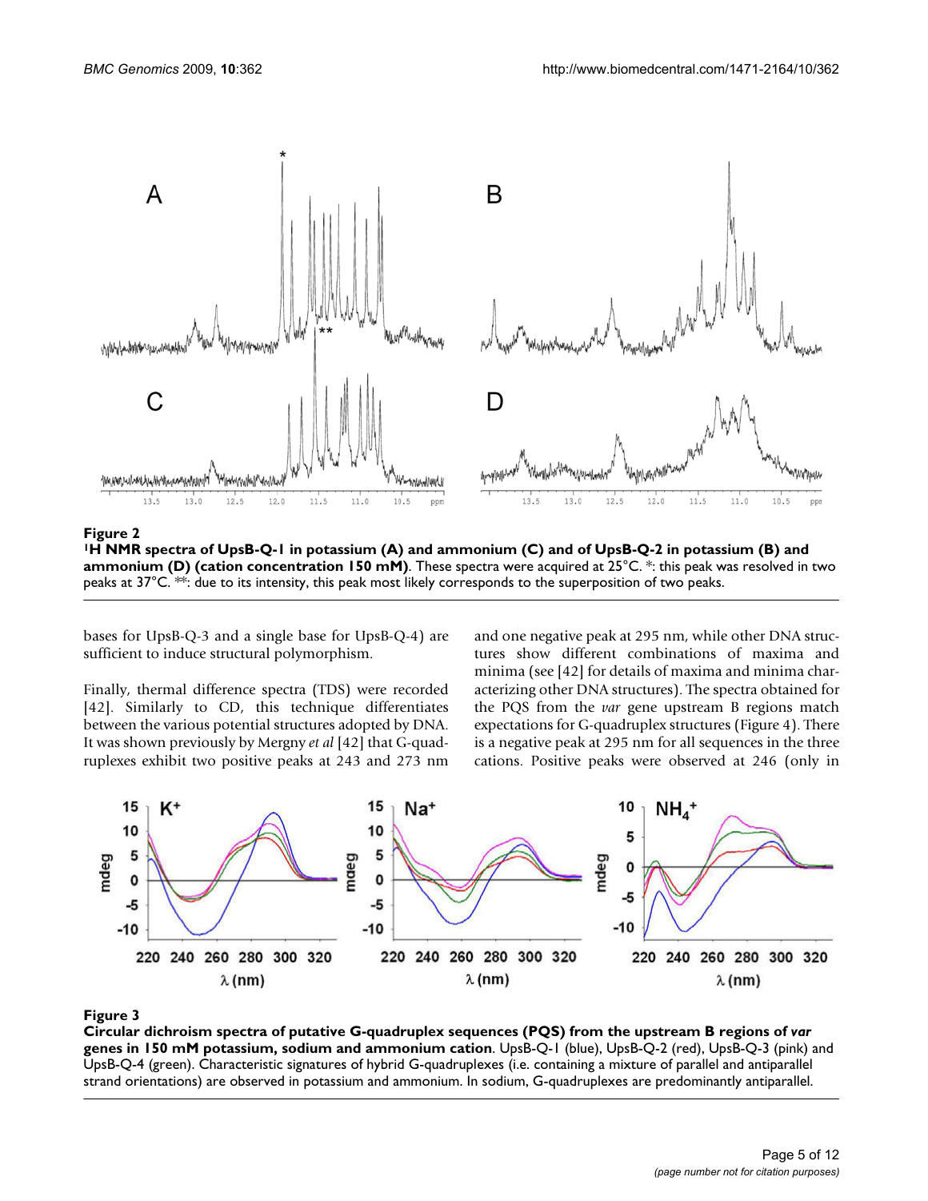A

B

C

D

13.5 13.0 12.5 12.0 11.5 11.0 10.5 ppm

13.5 13.0 12.5 12.0 11.5 11.0 10.5 ppm

**Figure 2**

**[1]H NMR spectra of UpsB-Q-1 in potassium (A) and ammonium (C) and of UpsB-Q-2 in potassium (B) and ammonium (D) (cation concentration 150 mM)**. These spectra were acquired at 25°C. *: this peak was resolved in two peaks at 37°C. **: due to its intensity, this peak most likely corresponds to the superposition of two peaks.

bases for UpsB-Q-3 and a single base for UpsB-Q-4) are sufficient to induce structural polymorphism.

Finally, thermal difference spectra (TDS) were recorded [42]. Similarly to CD, this technique differentiates between the various potential structures adopted by DNA. It was shown previously by Mergny *et al* [42] that G-quadruplexes exhibit two positive peaks at 243 and 273 nm and one negative peak at 295 nm, while other DNA structures show different combinations of maxima and minima (see [42] for details of maxima and minima characterizing other DNA structures). The spectra obtained for the PQS from the *var* gene upstream B regions match expectations for G-quadruplex structures (Figure 4). There is a negative peak at 295 nm for all sequences in the three cations. Positive peaks were observed at 246 (only in

$K^+$

$Na^+$

$NH_4^+$

mdeg

λ (nm)

**Figure 3**

**Circular dichroism spectra of putative G-quadruplex sequences (PQS) from the upstream B regions of *var* genes in 150 mM potassium, sodium and ammonium cation**. UpsB-Q-1 (blue), UpsB-Q-2 (red), UpsB-Q-3 (pink) and UpsB-Q-4 (green). Characteristic signatures of hybrid G-quadruplexes (i.e. containing a mixture of parallel and antiparallel strand orientations) are observed in potassium and ammonium. In sodium, G-quadruplexes are predominantly antiparallel.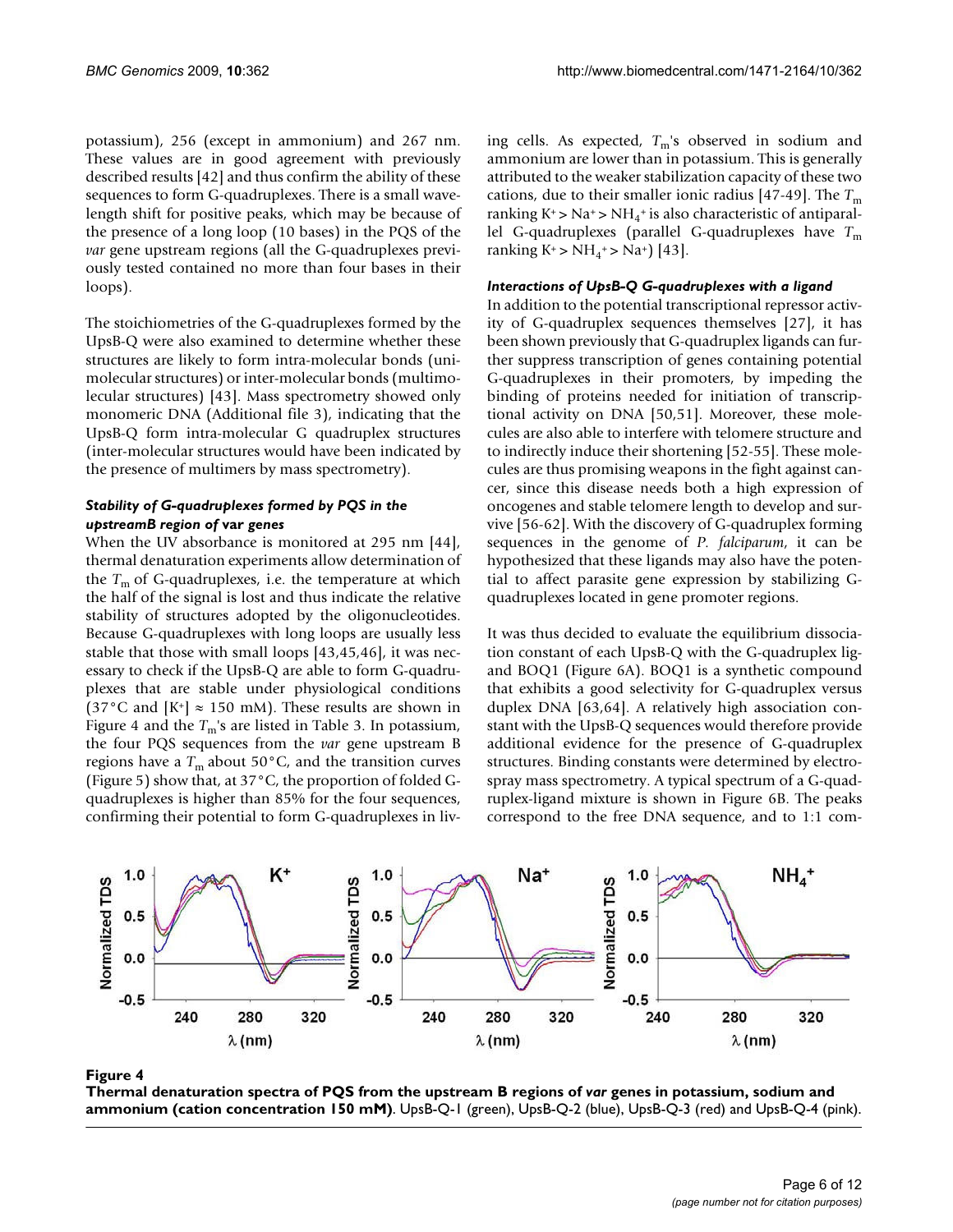potassium), 256 (except in ammonium) and 267 nm. These values are in good agreement with previously described results [42] and thus confirm the ability of these sequences to form G-quadruplexes. There is a small wavelength shift for positive peaks, which may be because of the presence of a long loop (10 bases) in the PQS of the *var* gene upstream regions (all the G-quadruplexes previously tested contained no more than four bases in their loops).

The stoichiometries of the G-quadruplexes formed by the UpsB-Q were also examined to determine whether these structures are likely to form intra-molecular bonds (unimolecular structures) or inter-molecular bonds (multimolecular structures) [43]. Mass spectrometry showed only monomeric DNA (Additional file 3), indicating that the UpsB-Q form intra-molecular G quadruplex structures (inter-molecular structures would have been indicated by the presence of multimers by mass spectrometry).

### *Stability of G-quadruplexes formed by PQS in the upstreamB region of* var *genes*

When the UV absorbance is monitored at 295 nm [44], thermal denaturation experiments allow determination of the $T_m$ of G-quadruplexes, i.e. the temperature at which the half of the signal is lost and thus indicate the relative stability of structures adopted by the oligonucleotides. Because G-quadruplexes with long loops are usually less stable that those with small loops [43,45,46], it was necessary to check if the UpsB-Q are able to form G-quadruplexes that are stable under physiological conditions (37°C and $[K^+] \approx 150$ mM). These results are shown in Figure 4 and the $T_m$'s are listed in Table 3. In potassium, the four PQS sequences from the *var* gene upstream B regions have a $T_m$ about 50°C, and the transition curves (Figure 5) show that, at 37°C, the proportion of folded G-quadruplexes is higher than 85% for the four sequences, confirming their potential to form G-quadruplexes in living cells. As expected, $T_m$'s observed in sodium and ammonium are lower than in potassium. This is generally attributed to the weaker stabilization capacity of these two cations, due to their smaller ionic radius [47-49]. The $T_m$ ranking $K^+ > Na^+ > NH_4^+$ is also characteristic of antiparallel G-quadruplexes (parallel G-quadruplexes have $T_m$ ranking $K^+ > NH_4^+ > Na^+$) [43].

### *Interactions of UpsB-Q G-quadruplexes with a ligand*

In addition to the potential transcriptional repressor activity of G-quadruplex sequences themselves [27], it has been shown previously that G-quadruplex ligands can further suppress transcription of genes containing potential G-quadruplexes in their promoters, by impeding the binding of proteins needed for initiation of transcriptional activity on DNA [50,51]. Moreover, these molecules are also able to interfere with telomere structure and to indirectly induce their shortening [52-55]. These molecules are thus promising weapons in the fight against cancer, since this disease needs both a high expression of oncogenes and stable telomere length to develop and survive [56-62]. With the discovery of G-quadruplex forming sequences in the genome of *P. falciparum*, it can be hypothesized that these ligands may also have the potential to affect parasite gene expression by stabilizing G-quadruplexes located in gene promoter regions.

It was thus decided to evaluate the equilibrium dissociation constant of each UpsB-Q with the G-quadruplex ligand BOQ1 (Figure 6A). BOQ1 is a synthetic compound that exhibits a good selectivity for G-quadruplex versus duplex DNA [63,64]. A relatively high association constant with the UpsB-Q sequences would therefore provide additional evidence for the presence of G-quadruplex structures. Binding constants were determined by electrospray mass spectrometry. A typical spectrum of a G-quadruplex-ligand mixture is shown in Figure 6B. The peaks correspond to the free DNA sequence, and to 1:1 com-

K+
Na+
NH4+
Normalized TDS
1.0
0.5
0.0
-0.5
240
280
320
λ (nm)

**Figure 4**
**Thermal denaturation spectra of PQS from the upstream B regions of *var* genes in potassium, sodium and ammonium (cation concentration 150 mM).** UpsB-Q-1 (green), UpsB-Q-2 (blue), UpsB-Q-3 (red) and UpsB-Q-4 (pink).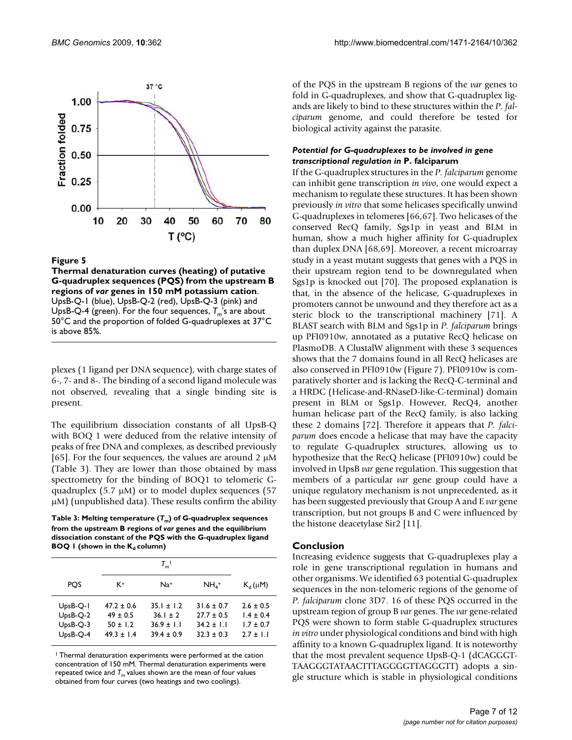37 °C

Fraction folded

1.00

0.75

0.50

0.25

0.00

10 20 30 40 50 60 70 80

T (°C)

**Figure 5**

**Thermal denaturation curves (heating) of putative G-quadruplex sequences (PQS) from the upstream B regions of *var* genes in 150 mM potassium cation**. UpsB-Q-1 (blue), UpsB-Q-2 (red), UpsB-Q-3 (pink) and UpsB-Q-4 (green). For the four sequences, $T_m$'s are about 50°C and the proportion of folded G-quadruplexes at 37°C is above 85%.

plexes (1 ligand per DNA sequence), with charge states of 6-, 7- and 8-. The binding of a second ligand molecule was not observed, revealing that a single binding site is present.

The equilibrium dissociation constants of all UpsB-Q with BOQ 1 were deduced from the relative intensity of peaks of free DNA and complexes, as described previously [65]. For the four sequences, the values are around 2 μM (Table 3). They are lower than those obtained by mass spectrometry for the binding of BOQ1 to telomeric G-quadruplex (5.7 μM) or to model duplex sequences (57 μM) (unpublished data). These results confirm the ability of the PQS in the upstream B regions of the *var* genes to fold in G-quadruplexes, and show that G-quadruplex ligands are likely to bind to these structures within the *P. falciparum* genome, and could therefore be tested for biological activity against the parasite.

**Table 3: Melting temperature ($T_m$) of G-quadruplex sequences from the upstream B regions of *var* genes and the equilibrium dissociation constant of the PQS with the G-quadruplex ligand BOQ 1 (shown in the $K_d$ column)**

| PQS | $T_m$[1] | | | $K_d$ (μM) |
|---|---|---|---|---|
| | $K^+$ | $Na^+$ | $NH_4^+$ | |
| UpsB-Q-1 | 47.2 ± 0.6 | 35.1 ± 1.2 | 31.6 ± 0.7 | 2.6 ± 0.5 |
| UpsB-Q-2 | 49 ± 0.5 | 36.1 ± 2 | 27.7 ± 0.5 | 1.4 ± 0.4 |
| UpsB-Q-3 | 50 ± 1.2 | 36.9 ± 1.1 | 34.2 ± 1.1 | 1.7 ± 0.7 |
| UpsB-Q-4 | 49.3 ± 1.4 | 39.4 ± 0.9 | 32.3 ± 0.3 | 2.7 ± 1.1 |

[1] Thermal denaturation experiments were performed at the cation concentration of 150 mM. Thermal denaturation experiments were repeated twice and $T_m$ values shown are the mean of four values obtained from four curves (two heatings and two coolings).

#### *Potential for G-quadruplexes to be involved in gene transcriptional regulation in* P. falciparum

If the G-quadruplex structures in the *P. falciparum* genome can inhibit gene transcription *in vivo*, one would expect a mechanism to regulate these structures. It has been shown previously *in vitro* that some helicases specifically unwind G-quadruplexes in telomeres [66,67]. Two helicases of the conserved RecQ family, Sgs1p in yeast and BLM in human, show a much higher affinity for G-quadruplex than duplex DNA [68,69]. Moreover, a recent microarray study in a yeast mutant suggests that genes with a PQS in their upstream region tend to be downregulated when Sgs1p is knocked out [70]. The proposed explanation is that, in the absence of the helicase, G-quadruplexes in promoters cannot be unwound and they therefore act as a steric block to the transcriptional machinery [71]. A BLAST search with BLM and Sgs1p in *P. falciparum* brings up PFI0910w, annotated as a putative RecQ helicase on PlasmoDB. A ClustalW alignment with these 3 sequences shows that the 7 domains found in all RecQ helicases are also conserved in PFI0910w (Figure 7). PFI0910w is comparatively shorter and is lacking the RecQ-C-terminal and a HRDC (Helicase-and-RNaseD-like-C-terminal) domain present in BLM or Sgs1p. However, RecQ4, another human helicase part of the RecQ family, is also lacking these 2 domains [72]. Therefore it appears that *P. falciparum* does encode a helicase that may have the capacity to regulate G-quadruplex structures, allowing us to hypothesize that the RecQ helicase (PFI0910w) could be involved in UpsB *var* gene regulation. This suggestion that members of a particular *var* gene group could have a unique regulatory mechanism is not unprecedented, as it has been suggested previously that Group A and E *var* gene transcription, but not groups B and C were influenced by the histone deacetylase Sir2 [11].

## Conclusion

Increasing evidence suggests that G-quadruplexes play a role in gene transcriptional regulation in humans and other organisms. We identified 63 potential G-quadruplex sequences in the non-telomeric regions of the genome of *P. falciparum* clone 3D7. 16 of these PQS occurred in the upstream region of group B *var* genes. The *var* gene-related PQS were shown to form stable G-quadruplex structures *in vitro* under physiological conditions and bind with high affinity to a known G-quadruplex ligand. It is noteworthy that the most prevalent sequence UpsB-Q-1 (dCAGGGT-TAAGGGTATAACTTTAGGGGTTAGGGTT) adopts a single structure which is stable in physiological conditions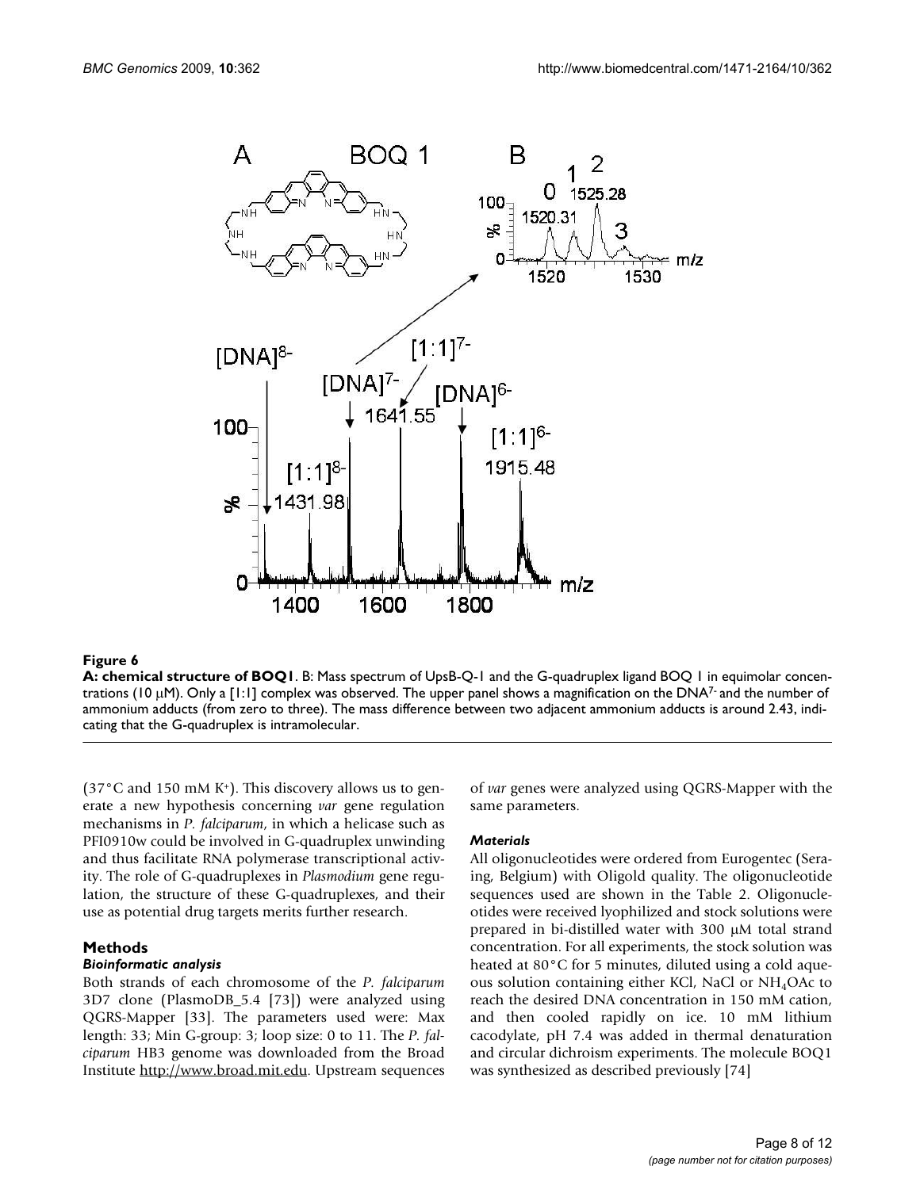A BOQ 1

B

0 1 2

1525.28

1520.31

3

100

%

0

m/z

1520 1530

$[DNA]^{8-}$

$[DNA]^{7-}$

$[1:1]^{7-}$

1641.55

$[DNA]^{6-}$

$[1:1]^{6-}$

1915.48

$[1:1]^{8-}$

1431.98

100

%

0

m/z

1400 1600 1800

**Figure 6**

**A: chemical structure of BOQ1**. B: Mass spectrum of UpsB-Q-1 and the G-quadruplex ligand BOQ 1 in equimolar concentrations (10 μM). Only a [1:1] complex was observed. The upper panel shows a magnification on the $DNA^{7-}$ and the number of ammonium adducts (from zero to three). The mass difference between two adjacent ammonium adducts is around 2.43, indicating that the G-quadruplex is intramolecular.

(37°C and 150 mM $K^+$). This discovery allows us to generate a new hypothesis concerning *var* gene regulation mechanisms in *P. falciparum*, in which a helicase such as PFI0910w could be involved in G-quadruplex unwinding and thus facilitate RNA polymerase transcriptional activity. The role of G-quadruplexes in *Plasmodium* gene regulation, the structure of these G-quadruplexes, and their use as potential drug targets merits further research.

## Methods

### *Bioinformatic analysis*

Both strands of each chromosome of the *P. falciparum* 3D7 clone (PlasmoDB_5.4 [73]) were analyzed using QGRS-Mapper [33]. The parameters used were: Max length: 33; Min G-group: 3; loop size: 0 to 11. The *P. falciparum* HB3 genome was downloaded from the Broad Institute http://www.broad.mit.edu. Upstream sequences of *var* genes were analyzed using QGRS-Mapper with the same parameters.

### *Materials*

All oligonucleotides were ordered from Eurogentec (Seraing, Belgium) with Oligold quality. The oligonucleotide sequences used are shown in the Table 2. Oligonucleotides were received lyophilized and stock solutions were prepared in bi-distilled water with 300 μM total strand concentration. For all experiments, the stock solution was heated at 80°C for 5 minutes, diluted using a cold aqueous solution containing either KCl, NaCl or $NH_4OAc$ to reach the desired DNA concentration in 150 mM cation, and then cooled rapidly on ice. 10 mM lithium cacodylate, pH 7.4 was added in thermal denaturation and circular dichroism experiments. The molecule BOQ1 was synthesized as described previously [74]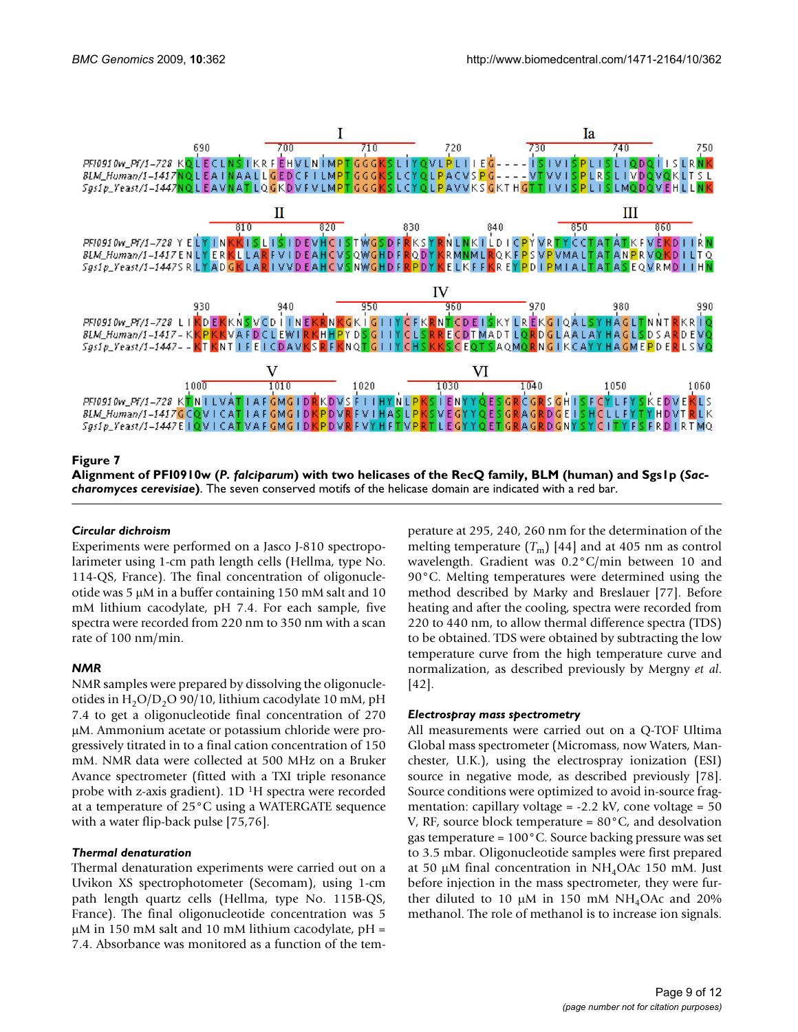I
Ia
690 700 710 720 730 740 750
PFI0910w_Pf/1-728 KQLECLNSIKRFEHVLNIMPTGGGKSLIYQVLPLIIEG----ISIVISPLISLIQDQIISLRNK
BLM_Human/1-1417 NQLEAINAALLGEDCFILMPTGGGKSLCYQLPACVSPG----VTVVISPLRSLIVDQVQKLTSL
Sgs1p_Yeast/1-1447 NQLEAVNATLQGKDVFVLMPTGGGKSLCYQLPAVVKSGKTHGTTIVISPLISLMQDQVEHLLNK

II
III
810 820 830 840 850 860
PFI0910w_Pf/1-728 YELYINKKISLISIDEVHCISTWGSDFRKSYRNLNKILDICPYVRTYCCTATATKFVEKDIIRN
BLM_Human/1-1417 ENLYERKLLARFVIDEAHCVSQWGHDFRQDYKRMNMLRQKFPSVPVMALTATANPRVQKDILTQ
Sgs1p_Yeast/1-1447 SRLYADGKLARIVVDEAHCVSNWGHDFRPDYKELKFFKREYPDIPMIALTATASEQVRMDIIHN

IV
930 940 950 960 970 980 990
PFI0910w_Pf/1-728 LIKDEKKNSVCDIINEKRNKGKIGIIYCFKRNTCDEISKYLREKGIQALSYHAGLTNNTRKRIQ
BLM_Human/1-1417 -KKPKKVAFDCLEWIRKHHPYDSGIIYCLSRRECDTMADTLQRDGLAALAYHAGLSDSARDEVQ
Sgs1p_Yeast/1-1447 --KTKNTIFEICDAVKSRFKNQTGIIYCHSKKSCEQTSAQMQRNGIKCAYYHAGMEPDERLSVQ

V
VI
1000 1010 1020 1030 1040 1050 1060
PFI0910w_Pf/1-728 KTNILVATIAFGMGIDRKDVSFIIHYNLPKSIENYYQESGRCGRSGHISFCYLFYSKEDVEKLS
BLM_Human/1-1417 GCQVICATIAFGMGIDKPDVRFVIHASLPKSVEGYYQESGRAGRDGEISHCLLFYTYHDVTRLK
Sgs1p_Yeast/1-1447 EIQVICATVAFGMGIDKPDVRFVYHFTVPRTLEGYYQETGRAGRDGNYSYCITYFSFRDIRTMQ

**Figure 7**

**Alignment of PFI0910w (*P. falciparum*) with two helicases of the RecQ family, BLM (human) and Sgs1p (*Saccharomyces cerevisiae*).** The seven conserved motifs of the helicase domain are indicated with a red bar.

### *Circular dichroism*

Experiments were performed on a Jasco J-810 spectropolarimeter using 1-cm path length cells (Hellma, type No. 114-QS, France). The final concentration of oligonucleotide was 5 μM in a buffer containing 150 mM salt and 10 mM lithium cacodylate, pH 7.4. For each sample, five spectra were recorded from 220 nm to 350 nm with a scan rate of 100 nm/min.

### *NMR*

NMR samples were prepared by dissolving the oligonucleotides in $H_2O/D_2O$ 90/10, lithium cacodylate 10 mM, pH 7.4 to get a oligonucleotide final concentration of 270 μM. Ammonium acetate or potassium chloride were progressively titrated in to a final cation concentration of 150 mM. NMR data were collected at 500 MHz on a Bruker Avance spectrometer (fitted with a TXI triple resonance probe with z-axis gradient). 1D $^1H$ spectra were recorded at a temperature of 25°C using a WATERGATE sequence with a water flip-back pulse [75,76].

### *Thermal denaturation*

Thermal denaturation experiments were carried out on a Uvikon XS spectrophotometer (Secomam), using 1-cm path length quartz cells (Hellma, type No. 115B-QS, France). The final oligonucleotide concentration was 5 μM in 150 mM salt and 10 mM lithium cacodylate, pH = 7.4. Absorbance was monitored as a function of the temperature at 295, 240, 260 nm for the determination of the melting temperature ($T_m$) [44] and at 405 nm as control wavelength. Gradient was 0.2°C/min between 10 and 90°C. Melting temperatures were determined using the method described by Marky and Breslauer [77]. Before heating and after the cooling, spectra were recorded from 220 to 440 nm, to allow thermal difference spectra (TDS) to be obtained. TDS were obtained by subtracting the low temperature curve from the high temperature curve and normalization, as described previously by Mergny *et al.* [42].

### *Electrospray mass spectrometry*

All measurements were carried out on a Q-TOF Ultima Global mass spectrometer (Micromass, now Waters, Manchester, U.K.), using the electrospray ionization (ESI) source in negative mode, as described previously [78]. Source conditions were optimized to avoid in-source fragmentation: capillary voltage = -2.2 kV, cone voltage = 50 V, RF, source block temperature = 80°C, and desolvation gas temperature = 100°C. Source backing pressure was set to 3.5 mbar. Oligonucleotide samples were first prepared at 50 μM final concentration in $NH_4OAc$ 150 mM. Just before injection in the mass spectrometer, they were further diluted to 10 μM in 150 mM $NH_4OAc$ and 20% methanol. The role of methanol is to increase ion signals.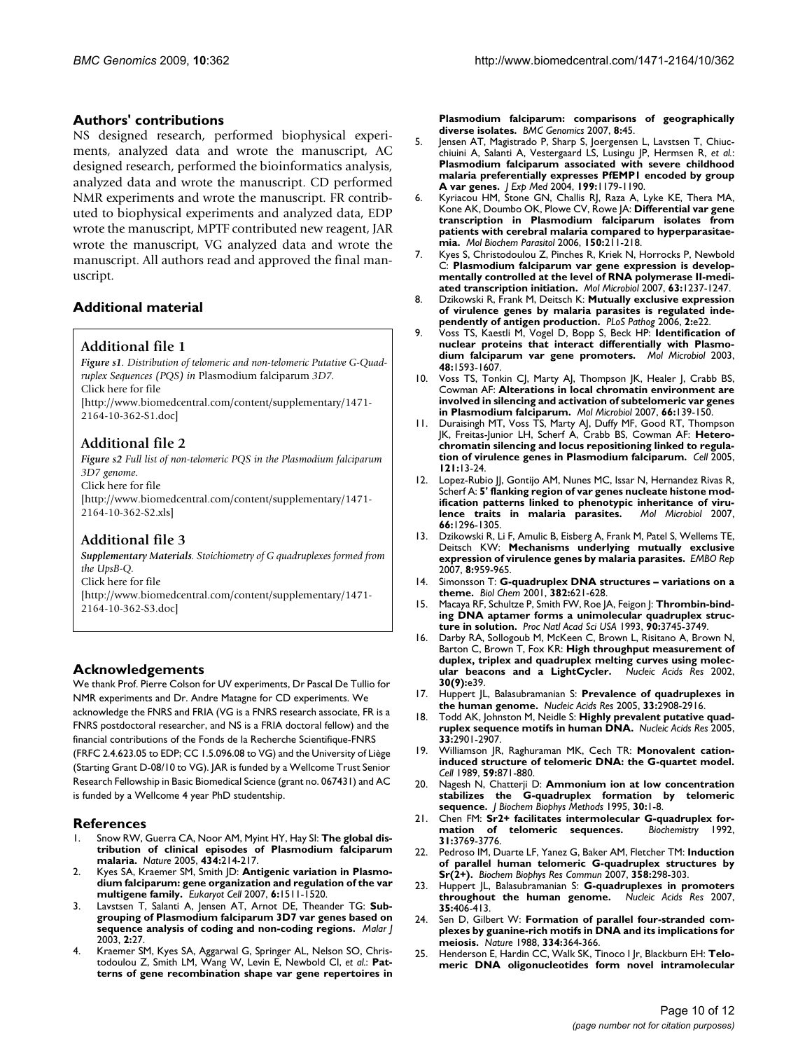## Authors' contributions

NS designed research, performed biophysical experiments, analyzed data and wrote the manuscript, AC designed research, performed the bioinformatics analysis, analyzed data and wrote the manuscript. CD performed NMR experiments and wrote the manuscript. FR contributed to biophysical experiments and analyzed data, EDP wrote the manuscript, MPTF contributed new reagent, JAR wrote the manuscript, VG analyzed data and wrote the manuscript. All authors read and approved the final manuscript.

## Additional material

### Additional file 1

*Figure s1. Distribution of telomeric and non-telomeric Putative G-Quadruplex Sequences (PQS) in* Plasmodium falciparum *3D7.*
Click here for file
[http://www.biomedcentral.com/content/supplementary/1471-2164-10-362-S1.doc]

### Additional file 2

*Figure s2 Full list of non-telomeric PQS in the Plasmodium falciparum 3D7 genome.*
Click here for file
[http://www.biomedcentral.com/content/supplementary/1471-2164-10-362-S2.xls]

### Additional file 3

*Supplementary Materials. Stoichiometry of G quadruplexes formed from the UpsB-Q.*
Click here for file
[http://www.biomedcentral.com/content/supplementary/1471-2164-10-362-S3.doc]

## Acknowledgements

We thank Prof. Pierre Colson for UV experiments, Dr Pascal De Tullio for NMR experiments and Dr. Andre Matagne for CD experiments. We acknowledge the FNRS and FRIA (VG is a FNRS research associate, FR is a FNRS postdoctoral researcher, and NS is a FRIA doctoral fellow) and the financial contributions of the Fonds de la Recherche Scientifique-FNRS (FRFC 2.4.623.05 to EDP; CC 1.5.096.08 to VG) and the University of Liège (Starting Grant D-08/10 to VG). JAR is funded by a Wellcome Trust Senior Research Fellowship in Basic Biomedical Science (grant no. 067431) and AC is funded by a Wellcome 4 year PhD studentship.

## References

1. Snow RW, Guerra CA, Noor AM, Myint HY, Hay SI: **The global distribution of clinical episodes of Plasmodium falciparum malaria.** *Nature* 2005, **434:**214-217.
2. Kyes SA, Kraemer SM, Smith JD: **Antigenic variation in Plasmodium falciparum: gene organization and regulation of the var multigene family.** *Eukaryot Cell* 2007, **6:**1511-1520.
3. Lavstsen T, Salanti A, Jensen AT, Arnot DE, Theander TG: **Subgrouping of Plasmodium falciparum 3D7 var genes based on sequence analysis of coding and non-coding regions.** *Malar J* 2003, **2:**27.
4. Kraemer SM, Kyes SA, Aggarwal G, Springer AL, Nelson SO, Christodoulou Z, Smith LM, Wang W, Levin E, Newbold CI, *et al.*: **Patterns of gene recombination shape var gene repertoires in Plasmodium falciparum: comparisons of geographically diverse isolates.** *BMC Genomics* 2007, **8:**45.
5. Jensen AT, Magistrado P, Sharp S, Joergensen L, Lavstsen T, Chiucchiuini A, Salanti A, Vestergaard LS, Lusingu JP, Hermsen R, *et al.*: **Plasmodium falciparum associated with severe childhood malaria preferentially expresses PfEMP1 encoded by group A var genes.** *J Exp Med* 2004, **199:**1179-1190.
6. Kyriacou HM, Stone GN, Challis RJ, Raza A, Lyke KE, Thera MA, Kone AK, Doumbo OK, Plowe CV, Rowe JA: **Differential var gene transcription in Plasmodium falciparum isolates from patients with cerebral malaria compared to hyperparasitaemia.** *Mol Biochem Parasitol* 2006, **150:**211-218.
7. Kyes S, Christodoulou Z, Pinches R, Kriek N, Horrocks P, Newbold C: **Plasmodium falciparum var gene expression is developmentally controlled at the level of RNA polymerase II-mediated transcription initiation.** *Mol Microbiol* 2007, **63:**1237-1247.
8. Dzikowski R, Frank M, Deitsch K: **Mutually exclusive expression of virulence genes by malaria parasites is regulated independently of antigen production.** *PLoS Pathog* 2006, **2:**e22.
9. Voss TS, Kaestli M, Vogel D, Bopp S, Beck HP: **Identification of nuclear proteins that interact differentially with Plasmodium falciparum var gene promoters.** *Mol Microbiol* 2003, **48:**1593-1607.
10. Voss TS, Tonkin CJ, Marty AJ, Thompson JK, Healer J, Crabb BS, Cowman AF: **Alterations in local chromatin environment are involved in silencing and activation of subtelomeric var genes in Plasmodium falciparum.** *Mol Microbiol* 2007, **66:**139-150.
11. Duraisingh MT, Voss TS, Marty AJ, Duffy MF, Good RT, Thompson JK, Freitas-Junior LH, Scherf A, Crabb BS, Cowman AF: **Heterochromatin silencing and locus repositioning linked to regulation of virulence genes in Plasmodium falciparum.** *Cell* 2005, **121:**13-24.
12. Lopez-Rubio JJ, Gontijo AM, Nunes MC, Issar N, Hernandez Rivas R, Scherf A: **5' flanking region of var genes nucleate histone modification patterns linked to phenotypic inheritance of virulence traits in malaria parasites.** *Mol Microbiol* 2007, **66:**1296-1305.
13. Dzikowski R, Li F, Amulic B, Eisberg A, Frank M, Patel S, Wellems TE, Deitsch KW: **Mechanisms underlying mutually exclusive expression of virulence genes by malaria parasites.** *EMBO Rep* 2007, **8:**959-965.
14. Simonsson T: **G-quadruplex DNA structures – variations on a theme.** *Biol Chem* 2001, **382:**621-628.
15. Macaya RF, Schultze P, Smith FW, Roe JA, Feigon J: **Thrombin-binding DNA aptamer forms a unimolecular quadruplex structure in solution.** *Proc Natl Acad Sci USA* 1993, **90:**3745-3749.
16. Darby RA, Sollogoub M, McKeen C, Brown L, Risitano A, Brown N, Barton C, Brown T, Fox KR: **High throughput measurement of duplex, triplex and quadruplex melting curves using molecular beacons and a LightCycler.** *Nucleic Acids Res* 2002, **30(9):**e39.
17. Huppert JL, Balasubramanian S: **Prevalence of quadruplexes in the human genome.** *Nucleic Acids Res* 2005, **33:**2908-2916.
18. Todd AK, Johnston M, Neidle S: **Highly prevalent putative quadruplex sequence motifs in human DNA.** *Nucleic Acids Res* 2005, **33:**2901-2907.
19. Williamson JR, Raghuraman MK, Cech TR: **Monovalent cation-induced structure of telomeric DNA: the G-quartet model.** *Cell* 1989, **59:**871-880.
20. Nagesh N, Chatterji D: **Ammonium ion at low concentration stabilizes the G-quadruplex formation by telomeric sequence.** *J Biochem Biophys Methods* 1995, **30:**1-8.
21. Chen FM: **Sr2+ facilitates intermolecular G-quadruplex formation of telomeric sequences.** *Biochemistry* 1992, **31:**3769-3776.
22. Pedroso IM, Duarte LF, Yanez G, Baker AM, Fletcher TM: **Induction of parallel human telomeric G-quadruplex structures by Sr(2+).** *Biochem Biophys Res Commun* 2007, **358:**298-303.
23. Huppert JL, Balasubramanian S: **G-quadruplexes in promoters throughout the human genome.** *Nucleic Acids Res* 2007, **35:**406-413.
24. Sen D, Gilbert W: **Formation of parallel four-stranded complexes by guanine-rich motifs in DNA and its implications for meiosis.** *Nature* 1988, **334:**364-366.
25. Henderson E, Hardin CC, Walk SK, Tinoco I Jr, Blackburn EH: **Telomeric DNA oligonucleotides form novel intramolecular**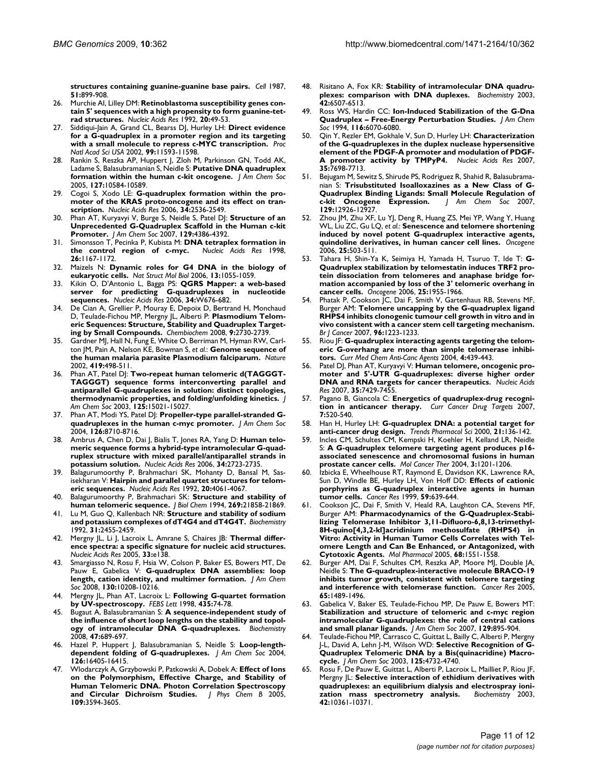**structures containing guanine-guanine base pairs.** *Cell* 1987, **51:**899-908.

26. Murchie AI, Lilley DM: **Retinoblastoma susceptibility genes contain 5' sequences with a high propensity to form guanine-tetrad structures.** *Nucleic Acids Res* 1992, **20:**49-53.
27. Siddiqui-Jain A, Grand CL, Bearss DJ, Hurley LH: **Direct evidence for a G-quadruplex in a promoter region and its targeting with a small molecule to repress c-MYC transcription.** *Proc Natl Acad Sci USA* 2002, **99:**11593-11598.
28. Rankin S, Reszka AP, Huppert J, Zloh M, Parkinson GN, Todd AK, Ladame S, Balasubramanian S, Neidle S: **Putative DNA quadruplex formation within the human c-kit oncogene.** *J Am Chem Soc* 2005, **127:**10584-10589.
29. Cogoi S, Xodo LE: **G-quadruplex formation within the promoter of the KRAS proto-oncogene and its effect on transcription.** *Nucleic Acids Res* 2006, **34:**2536-2549.
30. Phan AT, Kuryavyi V, Burge S, Neidle S, Patel DJ: **Structure of an Unprecedented G-Quadruplex Scaffold in the Human c-kit Promoter.** *J Am Chem Soc* 2007, **129:**4386-4392.
31. Simonsson T, Pecinka P, Kubista M: **DNA tetraplex formation in the control region of c-myc.** *Nucleic Acids Res* 1998, **26:**1167-1172.
32. Maizels N: **Dynamic roles for G4 DNA in the biology of eukaryotic cells.** *Nat Struct Mol Biol* 2006, **13:**1055-1059.
33. Kikin O, D'Antonio L, Bagga PS: **QGRS Mapper: a web-based server for predicting G-quadruplexes in nucleotide sequences.** *Nucleic Acids Res* 2006, **34:**W676-682.
34. De Cian A, Grellier P, Mouray E, Depoix D, Bertrand H, Monchaud D, Teulade-Fichou MP, Mergny JL, Alberti P: **Plasmodium Telomeric Sequences: Structure, Stability and Quadruplex Targeting by Small Compounds.** *Chembiochem* 2008, **9:**2730-2739.
35. Gardner MJ, Hall N, Fung E, White O, Berriman M, Hyman RW, Carlton JM, Pain A, Nelson KE, Bowman S, *et al.*: **Genome sequence of the human malaria parasite Plasmodium falciparum.** *Nature* 2002, **419:**498-511.
36. Phan AT, Patel DJ: **Two-repeat human telomeric d(TAGGGTTAGGGT) sequence forms interconverting parallel and antiparallel G-quadruplexes in solution: distinct topologies, thermodynamic properties, and folding/unfolding kinetics.** *J Am Chem Soc* 2003, **125:**15021-15027.
37. Phan AT, Modi YS, Patel DJ: **Propeller-type parallel-stranded G-quadruplexes in the human c-myc promoter.** *J Am Chem Soc* 2004, **126:**8710-8716.
38. Ambrus A, Chen D, Dai J, Bialis T, Jones RA, Yang D: **Human telomeric sequence forms a hybrid-type intramolecular G-quadruplex structure with mixed parallel/antiparallel strands in potassium solution.** *Nucleic Acids Res* 2006, **34:**2723-2735.
39. Balagurumoorthy P, Brahmachari SK, Mohanty D, Bansal M, Sasisekharan V: **Hairpin and parallel quartet structures for telomeric sequences.** *Nucleic Acids Res* 1992, **20:**4061-4067.
40. Balagurumoorthy P, Brahmachari SK: **Structure and stability of human telomeric sequence.** *J Biol Chem* 1994, **269:**21858-21869.
41. Lu M, Guo Q, Kallenbach NR: **Structure and stability of sodium and potassium complexes of dT4G4 and dT4G4T.** *Biochemistry* 1992, **31:**2455-2459.
42. Mergny JL, Li J, Lacroix L, Amrane S, Chaires JB: **Thermal difference spectra: a specific signature for nucleic acid structures.** *Nucleic Acids Res* 2005, **33:**e138.
43. Smargiasso N, Rosu F, Hsia W, Colson P, Baker ES, Bowers MT, De Pauw E, Gabelica V: **G-quadruplex DNA assemblies: loop length, cation identity, and multimer formation.** *J Am Chem Soc* 2008, **130:**10208-10216.
44. Mergny JL, Phan AT, Lacroix L: **Following G-quartet formation by UV-spectroscopy.** *FEBS Lett* 1998, **435:**74-78.
45. Bugaut A, Balasubramanian S: **A sequence-independent study of the influence of short loop lengths on the stability and topology of intramolecular DNA G-quadruplexes.** *Biochemistry* 2008, **47:**689-697.
46. Hazel P, Huppert J, Balasubramanian S, Neidle S: **Loop-length-dependent folding of G-quadruplexes.** *J Am Chem Soc* 2004, **126:**16405-16415.
47. Wlodarczyk A, Grzybowski P, Patkowski A, Dobek A: **Effect of Ions on the Polymorphism, Effective Charge, and Stability of Human Telomeric DNA. Photon Correlation Spectroscopy and Circular Dichroism Studies.** *J Phys Chem B* 2005, **109:**3594-3605.
48. Risitano A, Fox KR: **Stability of intramolecular DNA quadruplexes: comparison with DNA duplexes.** *Biochemistry* 2003, **42:**6507-6513.
49. Ross WS, Hardin CC: **Ion-Induced Stabilization of the G-Dna Quadruplex – Free-Energy Perturbation Studies.** *J Am Chem Soc* 1994, **116:**6070-6080.
50. Qin Y, Rezler EM, Gokhale V, Sun D, Hurley LH: **Characterization of the G-quadruplexes in the duplex nuclease hypersensitive element of the PDGF-A promoter and modulation of PDGF-A promoter activity by TMPyP4.** *Nucleic Acids Res* 2007, **35:**7698-7713.
51. Bejugam M, Sewitz S, Shirude PS, Rodriguez R, Shahid R, Balasubramanian S: **Trisubstituted Isoalloxazines as a New Class of G-Quadruplex Binding Ligands: Small Molecule Regulation of c-kit Oncogene Expression.** *J Am Chem Soc* 2007, **129:**12926-12927.
52. Zhou JM, Zhu XF, Lu YJ, Deng R, Huang ZS, Mei YP, Wang Y, Huang WL, Liu ZC, Gu LQ, *et al.*: **Senescence and telomere shortening induced by novel potent G-quadruplex interactive agents, quindoline derivatives, in human cancer cell lines.** *Oncogene* 2006, **25:**503-511.
53. Tahara H, Shin-Ya K, Seimiya H, Yamada H, Tsuruo T, Ide T: **G-Quadruplex stabilization by telomestatin induces TRF2 protein dissociation from telomeres and anaphase bridge formation accompanied by loss of the 3' telomeric overhang in cancer cells.** *Oncogene* 2006, **25:**1955-1966.
54. Phatak P, Cookson JC, Dai F, Smith V, Gartenhaus RB, Stevens MF, Burger AM: **Telomere uncapping by the G-quadruplex ligand RHPS4 inhibits clonogenic tumour cell growth in vitro and in vivo consistent with a cancer stem cell targeting mechanism.** *Br J Cancer* 2007, **96:**1223-1233.
55. Riou JF: **G-quadruplex interacting agents targeting the telomeric G-overhang are more than simple telomerase inhibitors.** *Curr Med Chem Anti-Canc Agents* 2004, **4:**439-443.
56. Patel DJ, Phan AT, Kuryavyi V: **Human telomere, oncogenic promoter and 5'-UTR G-quadruplexes: diverse higher order DNA and RNA targets for cancer therapeutics.** *Nucleic Acids Res* 2007, **35:**7429-7455.
57. Pagano B, Giancola C: **Energetics of quadruplex-drug recognition in anticancer therapy.** *Curr Cancer Drug Targets* 2007, **7:**520-540.
58. Han H, Hurley LH: **G-quadruplex DNA: a potential target for anti-cancer drug design.** *Trends Pharmacol Sci* 2000, **21:**136-142.
59. Incles CM, Schultes CM, Kempski H, Koehler H, Kelland LR, Neidle S: **A G-quadruplex telomere targeting agent produces p16-associated senescence and chromosomal fusions in human prostate cancer cells.** *Mol Cancer Ther* 2004, **3:**1201-1206.
60. Izbicka E, Wheelhouse RT, Raymond E, Davidson KK, Lawrence RA, Sun D, Windle BE, Hurley LH, Von Hoff DD: **Effects of cationic porphyrins as G-quadruplex interactive agents in human tumor cells.** *Cancer Res* 1999, **59:**639-644.
61. Cookson JC, Dai F, Smith V, Heald RA, Laughton CA, Stevens MF, Burger AM: **Pharmacodynamics of the G-Quadruplex-Stabilizing Telomerase Inhibitor 3,11-Difluoro-6,8,13-trimethyl-8H-quino[4,3,2-kl]acridinium methosulfate (RHPS4) in Vitro: Activity in Human Tumor Cells Correlates with Telomere Length and Can Be Enhanced, or Antagonized, with Cytotoxic Agents.** *Mol Pharmacol* 2005, **68:**1551-1558.
62. Burger AM, Dai F, Schultes CM, Reszka AP, Moore MJ, Double JA, Neidle S: **The G-quadruplex-interactive molecule BRACO-19 inhibits tumor growth, consistent with telomere targeting and interference with telomerase function.** *Cancer Res* 2005, **65:**1489-1496.
63. Gabelica V, Baker ES, Teulade-Fichou MP, De Pauw E, Bowers MT: **Stabilization and structure of telomeric and c-myc region intramolecular G-quadruplexes: the role of central cations and small planar ligands.** *J Am Chem Soc* 2007, **129:**895-904.
64. Teulade-Fichou MP, Carrasco C, Guittat L, Bailly C, Alberti P, Mergny J-L, David A, Lehn J-M, Wilson WD: **Selective Recognition of G-Quadruplex Telomeric DNA by a Bis(quinacridine) Macrocycle.** *J Am Chem Soc* 2003, **125:**4732-4740.
65. Rosu F, De Pauw E, Guittat L, Alberti P, Lacroix L, Mailliet P, Riou JF, Mergny JL: **Selective interaction of ethidium derivatives with quadruplexes: an equilibrium dialysis and electrospray ionization mass spectrometry analysis.** *Biochemistry* 2003, **42:**10361-10371.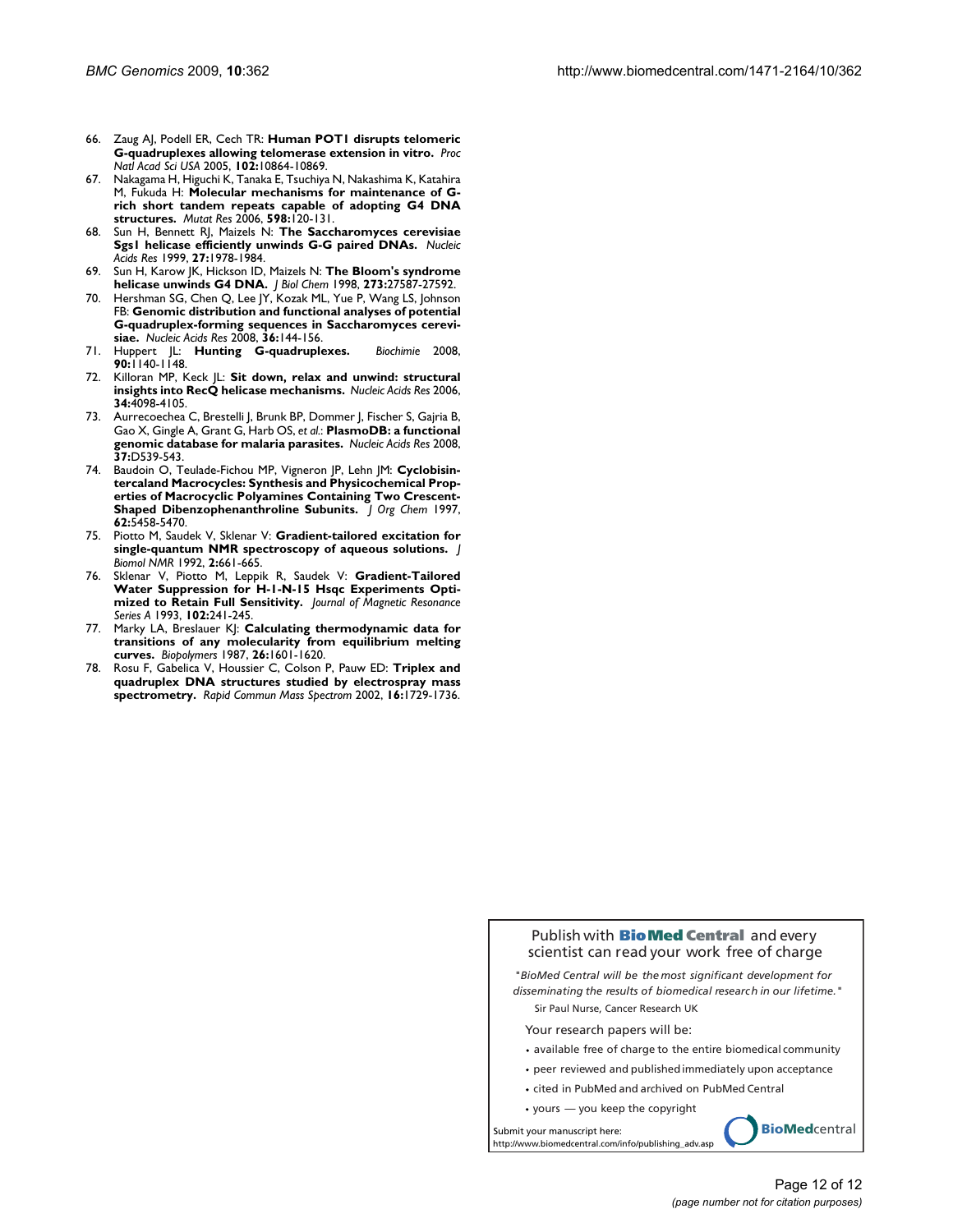66. Zaug AJ, Podell ER, Cech TR: **Human POT1 disrupts telomeric G-quadruplexes allowing telomerase extension in vitro.** *Proc Natl Acad Sci USA* 2005, **102:**10864-10869.
67. Nakagama H, Higuchi K, Tanaka E, Tsuchiya N, Nakashima K, Katahira M, Fukuda H: **Molecular mechanisms for maintenance of G-rich short tandem repeats capable of adopting G4 DNA structures.** *Mutat Res* 2006, **598:**120-131.
68. Sun H, Bennett RJ, Maizels N: **The Saccharomyces cerevisiae Sgs1 helicase efficiently unwinds G-G paired DNAs.** *Nucleic Acids Res* 1999, **27:**1978-1984.
69. Sun H, Karow JK, Hickson ID, Maizels N: **The Bloom's syndrome helicase unwinds G4 DNA.** *J Biol Chem* 1998, **273:**27587-27592.
70. Hershman SG, Chen Q, Lee JY, Kozak ML, Yue P, Wang LS, Johnson FB: **Genomic distribution and functional analyses of potential G-quadruplex-forming sequences in Saccharomyces cerevisiae.** *Nucleic Acids Res* 2008, **36:**144-156.
71. Huppert JL: **Hunting G-quadruplexes.** *Biochimie* 2008, **90:**1140-1148.
72. Killoran MP, Keck JL: **Sit down, relax and unwind: structural insights into RecQ helicase mechanisms.** *Nucleic Acids Res* 2006, **34:**4098-4105.
73. Aurrecoechea C, Brestelli J, Brunk BP, Dommer J, Fischer S, Gajria B, Gao X, Gingle A, Grant G, Harb OS, *et al.*: **PlasmoDB: a functional genomic database for malaria parasites.** *Nucleic Acids Res* 2008, **37:**D539-543.
74. Baudoin O, Teulade-Fichou MP, Vigneron JP, Lehn JM: **Cyclobisintercaland Macrocycles: Synthesis and Physicochemical Properties of Macrocyclic Polyamines Containing Two Crescent-Shaped Dibenzophenanthroline Subunits.** *J Org Chem* 1997, **62:**5458-5470.
75. Piotto M, Saudek V, Sklenar V: **Gradient-tailored excitation for single-quantum NMR spectroscopy of aqueous solutions.** *J Biomol NMR* 1992, **2:**661-665.
76. Sklenar V, Piotto M, Leppik R, Saudek V: **Gradient-Tailored Water Suppression for H-1-N-15 Hsqc Experiments Optimized to Retain Full Sensitivity.** *Journal of Magnetic Resonance Series A* 1993, **102:**241-245.
77. Marky LA, Breslauer KJ: **Calculating thermodynamic data for transitions of any molecularity from equilibrium melting curves.** *Biopolymers* 1987, **26:**1601-1620.
78. Rosu F, Gabelica V, Houssier C, Colson P, Pauw ED: **Triplex and quadruplex DNA structures studied by electrospray mass spectrometry.** *Rapid Commun Mass Spectrom* 2002, **16:**1729-1736.

Publish with **BioMed Central** and every scientist can read your work free of charge

*"BioMed Central will be the most significant development for disseminating the results of biomedical research in our lifetime."*

Sir Paul Nurse, Cancer Research UK

Your research papers will be:

- available free of charge to the entire biomedical community
- peer reviewed and published immediately upon acceptance
- cited in PubMed and archived on PubMed Central
- yours — you keep the copyright

Submit your manuscript here:
http://www.biomedcentral.com/info/publishing_adv.asp

**BioMed**central